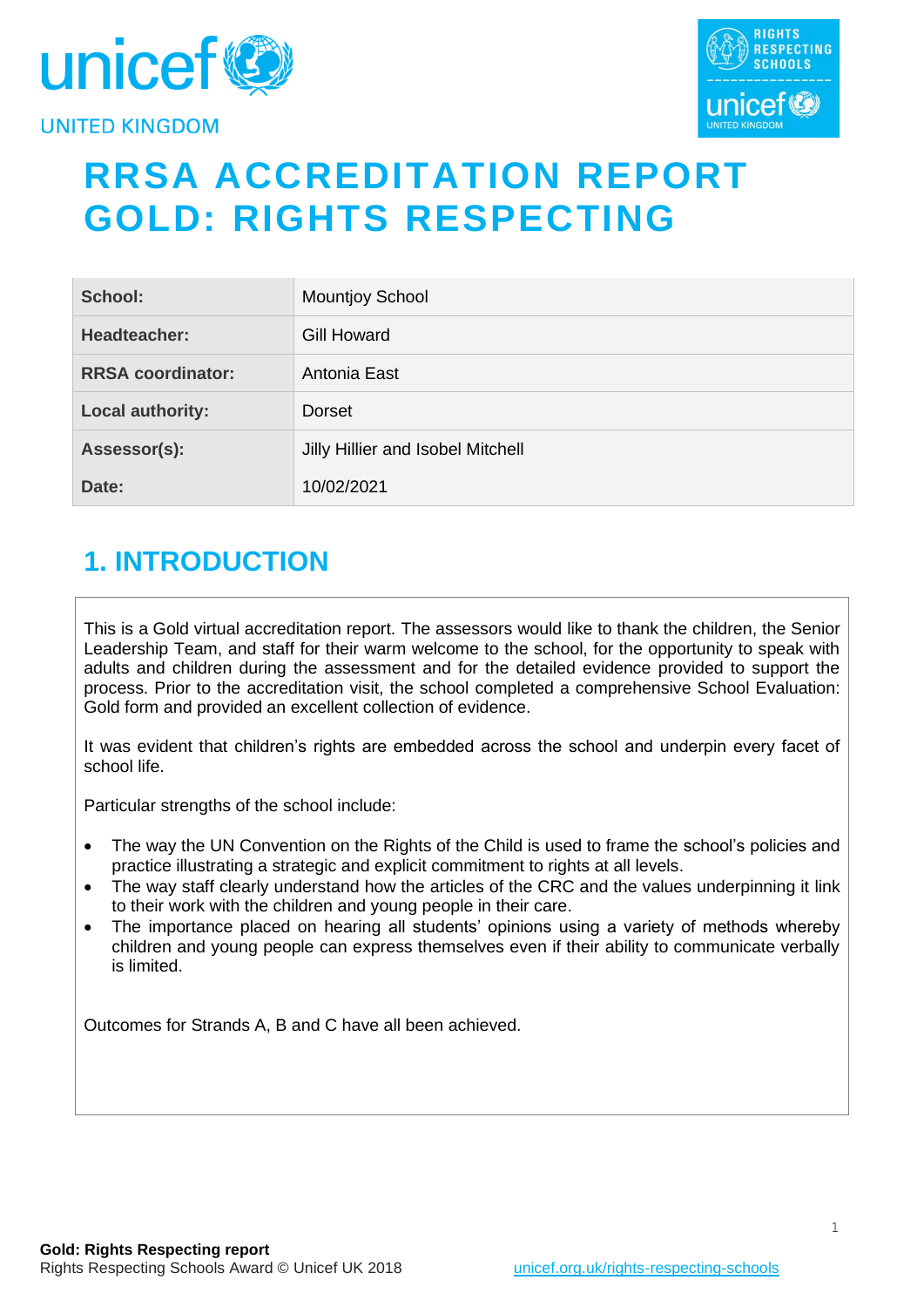# RRSA ACCREDITATION REPORT GOLD: RIGHTS RESPECTING

| School: | Mountjoy School |
|---|---|
| Headteacher: | Gill Howard |
| RRSA coordinator: | Antonia East |
| Local authority: | Dorset |
| Assessor(s): | Jilly Hillier and Isobel Mitchell |
| Date: | 10/02/2021 |

## 1. INTRODUCTION

This is a Gold virtual accreditation report. The assessors would like to thank the children, the Senior Leadership Team, and staff for their warm welcome to the school, for the opportunity to speak with adults and children during the assessment and for the detailed evidence provided to support the process. Prior to the accreditation visit, the school completed a comprehensive School Evaluation: Gold form and provided an excellent collection of evidence.

It was evident that children's rights are embedded across the school and underpin every facet of school life.

Particular strengths of the school include:

- The way the UN Convention on the Rights of the Child is used to frame the school's policies and practice illustrating a strategic and explicit commitment to rights at all levels.
- The way staff clearly understand how the articles of the CRC and the values underpinning it link to their work with the children and young people in their care.
- The importance placed on hearing all students' opinions using a variety of methods whereby children and young people can express themselves even if their ability to communicate verbally is limited.

Outcomes for Strands A, B and C have all been achieved.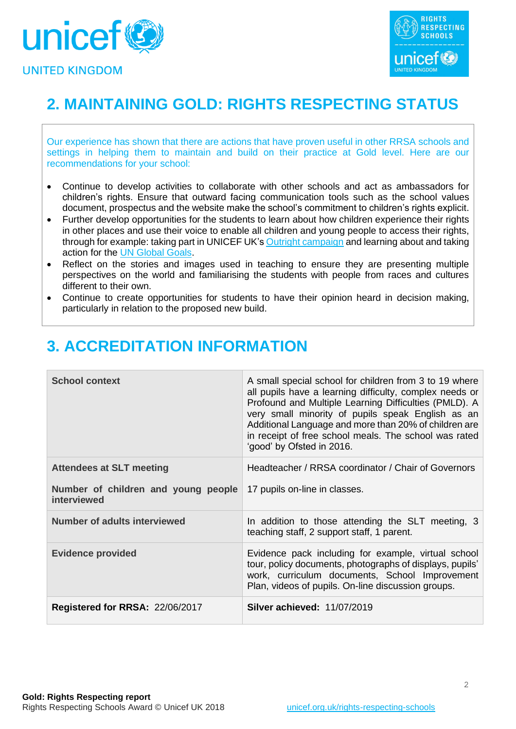## 2. MAINTAINING GOLD: RIGHTS RESPECTING STATUS

Our experience has shown that there are actions that have proven useful in other RRSA schools and settings in helping them to maintain and build on their practice at Gold level. Here are our recommendations for your school:

- Continue to develop activities to collaborate with other schools and act as ambassadors for children's rights. Ensure that outward facing communication tools such as the school values document, prospectus and the website make the school's commitment to children's rights explicit.
- Further develop opportunities for the students to learn about how children experience their rights in other places and use their voice to enable all children and young people to access their rights, through for example: taking part in UNICEF UK's Outright campaign and learning about and taking action for the UN Global Goals.
- Reflect on the stories and images used in teaching to ensure they are presenting multiple perspectives on the world and familiarising the students with people from races and cultures different to their own.
- Continue to create opportunities for students to have their opinion heard in decision making, particularly in relation to the proposed new build.

## 3. ACCREDITATION INFORMATION

| | |
|---|---|
| **School context** | A small special school for children from 3 to 19 where all pupils have a learning difficulty, complex needs or Profound and Multiple Learning Difficulties (PMLD). A very small minority of pupils speak English as an Additional Language and more than 20% of children are in receipt of free school meals. The school was rated 'good' by Ofsted in 2016. |
| **Attendees at SLT meeting** | Headteacher / RRSA coordinator / Chair of Governors |
| **Number of children and young people interviewed** | 17 pupils on-line in classes. |
| **Number of adults interviewed** | In addition to those attending the SLT meeting, 3 teaching staff, 2 support staff, 1 parent. |
| **Evidence provided** | Evidence pack including for example, virtual school tour, policy documents, photographs of displays, pupils' work, curriculum documents, School Improvement Plan, videos of pupils. On-line discussion groups. |
| **Registered for RRSA:** 22/06/2017 | **Silver achieved:** 11/07/2019 |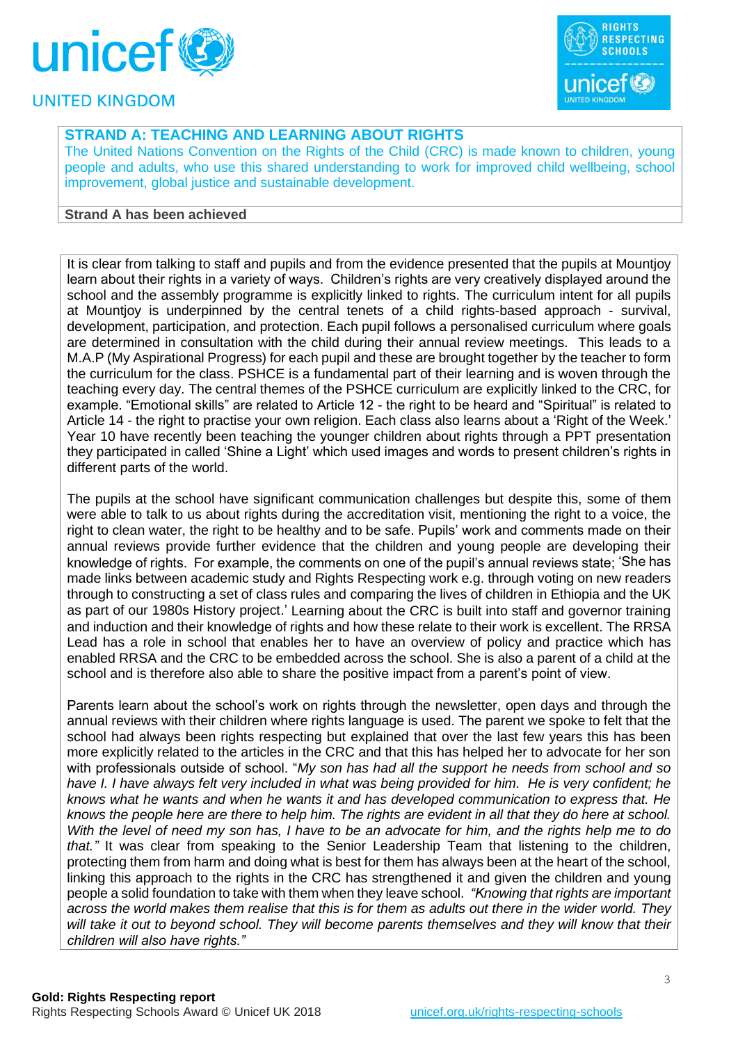## STRAND A: TEACHING AND LEARNING ABOUT RIGHTS

The United Nations Convention on the Rights of the Child (CRC) is made known to children, young people and adults, who use this shared understanding to work for improved child wellbeing, school improvement, global justice and sustainable development.

**Strand A has been achieved**

It is clear from talking to staff and pupils and from the evidence presented that the pupils at Mountjoy learn about their rights in a variety of ways. Children's rights are very creatively displayed around the school and the assembly programme is explicitly linked to rights. The curriculum intent for all pupils at Mountjoy is underpinned by the central tenets of a child rights-based approach - survival, development, participation, and protection. Each pupil follows a personalised curriculum where goals are determined in consultation with the child during their annual review meetings. This leads to a M.A.P (My Aspirational Progress) for each pupil and these are brought together by the teacher to form the curriculum for the class. PSHCE is a fundamental part of their learning and is woven through the teaching every day. The central themes of the PSHCE curriculum are explicitly linked to the CRC, for example. "Emotional skills" are related to Article 12 - the right to be heard and "Spiritual" is related to Article 14 - the right to practise your own religion. Each class also learns about a 'Right of the Week.' Year 10 have recently been teaching the younger children about rights through a PPT presentation they participated in called 'Shine a Light' which used images and words to present children's rights in different parts of the world.

The pupils at the school have significant communication challenges but despite this, some of them were able to talk to us about rights during the accreditation visit, mentioning the right to a voice, the right to clean water, the right to be healthy and to be safe. Pupils' work and comments made on their annual reviews provide further evidence that the children and young people are developing their knowledge of rights. For example, the comments on one of the pupil's annual reviews state; 'She has made links between academic study and Rights Respecting work e.g. through voting on new readers through to constructing a set of class rules and comparing the lives of children in Ethiopia and the UK as part of our 1980s History project.' Learning about the CRC is built into staff and governor training and induction and their knowledge of rights and how these relate to their work is excellent. The RRSA Lead has a role in school that enables her to have an overview of policy and practice which has enabled RRSA and the CRC to be embedded across the school. She is also a parent of a child at the school and is therefore also able to share the positive impact from a parent's point of view.

Parents learn about the school's work on rights through the newsletter, open days and through the annual reviews with their children where rights language is used. The parent we spoke to felt that the school had always been rights respecting but explained that over the last few years this has been more explicitly related to the articles in the CRC and that this has helped her to advocate for her son with professionals outside of school. "*My son has had all the support he needs from school and so have I. I have always felt very included in what was being provided for him. He is very confident; he knows what he wants and when he wants it and has developed communication to express that. He knows the people here are there to help him. The rights are evident in all that they do here at school. With the level of need my son has, I have to be an advocate for him, and the rights help me to do that.*" It was clear from speaking to the Senior Leadership Team that listening to the children, protecting them from harm and doing what is best for them has always been at the heart of the school, linking this approach to the rights in the CRC has strengthened it and given the children and young people a solid foundation to take with them when they leave school. *"Knowing that rights are important across the world makes them realise that this is for them as adults out there in the wider world. They will take it out to beyond school. They will become parents themselves and they will know that their children will also have rights."*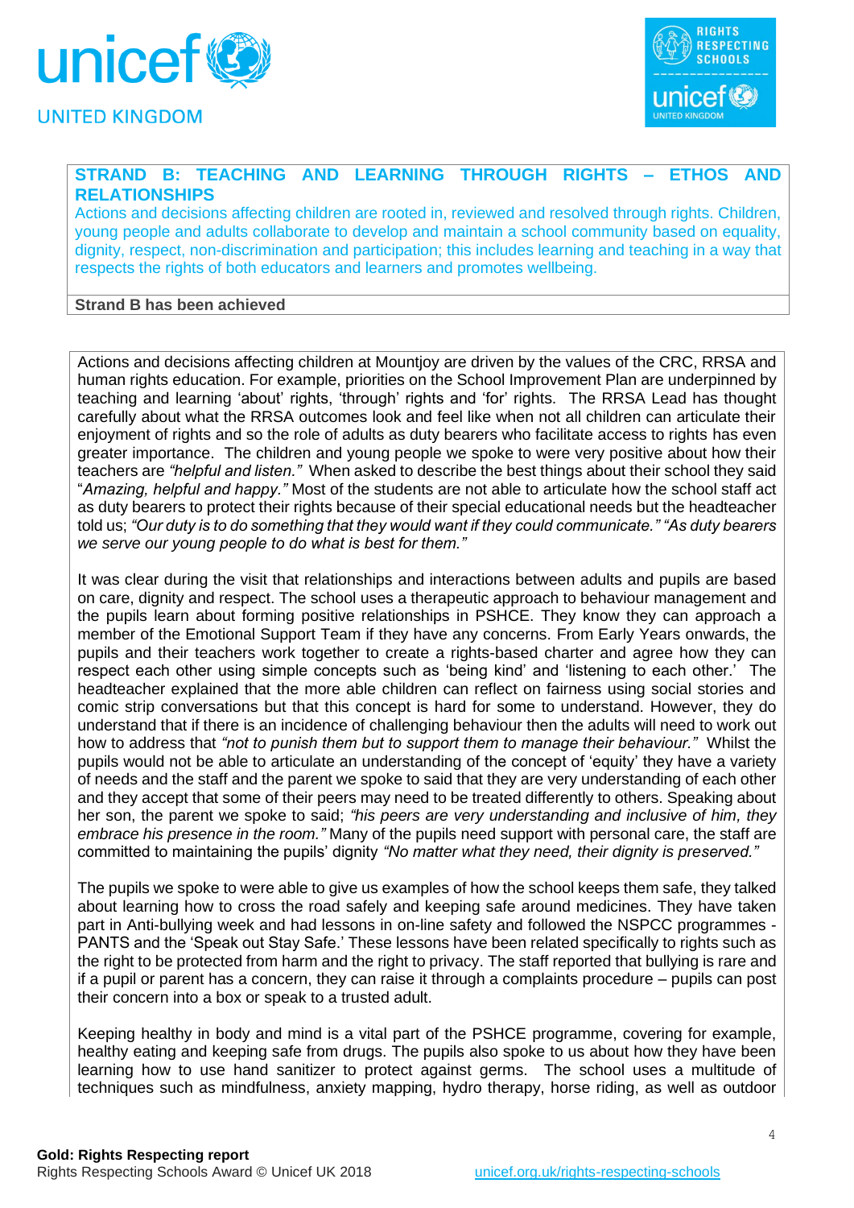## STRAND B: TEACHING AND LEARNING THROUGH RIGHTS – ETHOS AND RELATIONSHIPS

Actions and decisions affecting children are rooted in, reviewed and resolved through rights. Children, young people and adults collaborate to develop and maintain a school community based on equality, dignity, respect, non-discrimination and participation; this includes learning and teaching in a way that respects the rights of both educators and learners and promotes wellbeing.

**Strand B has been achieved**

Actions and decisions affecting children at Mountjoy are driven by the values of the CRC, RRSA and human rights education. For example, priorities on the School Improvement Plan are underpinned by teaching and learning 'about' rights, 'through' rights and 'for' rights. The RRSA Lead has thought carefully about what the RRSA outcomes look and feel like when not all children can articulate their enjoyment of rights and so the role of adults as duty bearers who facilitate access to rights has even greater importance. The children and young people we spoke to were very positive about how their teachers are *"helpful and listen."* When asked to describe the best things about their school they said "*Amazing, helpful and happy.*" Most of the students are not able to articulate how the school staff act as duty bearers to protect their rights because of their special educational needs but the headteacher told us; *"Our duty is to do something that they would want if they could communicate." "As duty bearers we serve our young people to do what is best for them."*

It was clear during the visit that relationships and interactions between adults and pupils are based on care, dignity and respect. The school uses a therapeutic approach to behaviour management and the pupils learn about forming positive relationships in PSHCE. They know they can approach a member of the Emotional Support Team if they have any concerns. From Early Years onwards, the pupils and their teachers work together to create a rights-based charter and agree how they can respect each other using simple concepts such as 'being kind' and 'listening to each other.' The headteacher explained that the more able children can reflect on fairness using social stories and comic strip conversations but that this concept is hard for some to understand. However, they do understand that if there is an incidence of challenging behaviour then the adults will need to work out how to address that *"not to punish them but to support them to manage their behaviour."* Whilst the pupils would not be able to articulate an understanding of the concept of 'equity' they have a variety of needs and the staff and the parent we spoke to said that they are very understanding of each other and they accept that some of their peers may need to be treated differently to others. Speaking about her son, the parent we spoke to said; *"his peers are very understanding and inclusive of him, they embrace his presence in the room."* Many of the pupils need support with personal care, the staff are committed to maintaining the pupils' dignity *"No matter what they need, their dignity is preserved."*

The pupils we spoke to were able to give us examples of how the school keeps them safe, they talked about learning how to cross the road safely and keeping safe around medicines. They have taken part in Anti-bullying week and had lessons in on-line safety and followed the NSPCC programmes - PANTS and the 'Speak out Stay Safe.' These lessons have been related specifically to rights such as the right to be protected from harm and the right to privacy. The staff reported that bullying is rare and if a pupil or parent has a concern, they can raise it through a complaints procedure – pupils can post their concern into a box or speak to a trusted adult.

Keeping healthy in body and mind is a vital part of the PSHCE programme, covering for example, healthy eating and keeping safe from drugs. The pupils also spoke to us about how they have been learning how to use hand sanitizer to protect against germs. The school uses a multitude of techniques such as mindfulness, anxiety mapping, hydro therapy, horse riding, as well as outdoor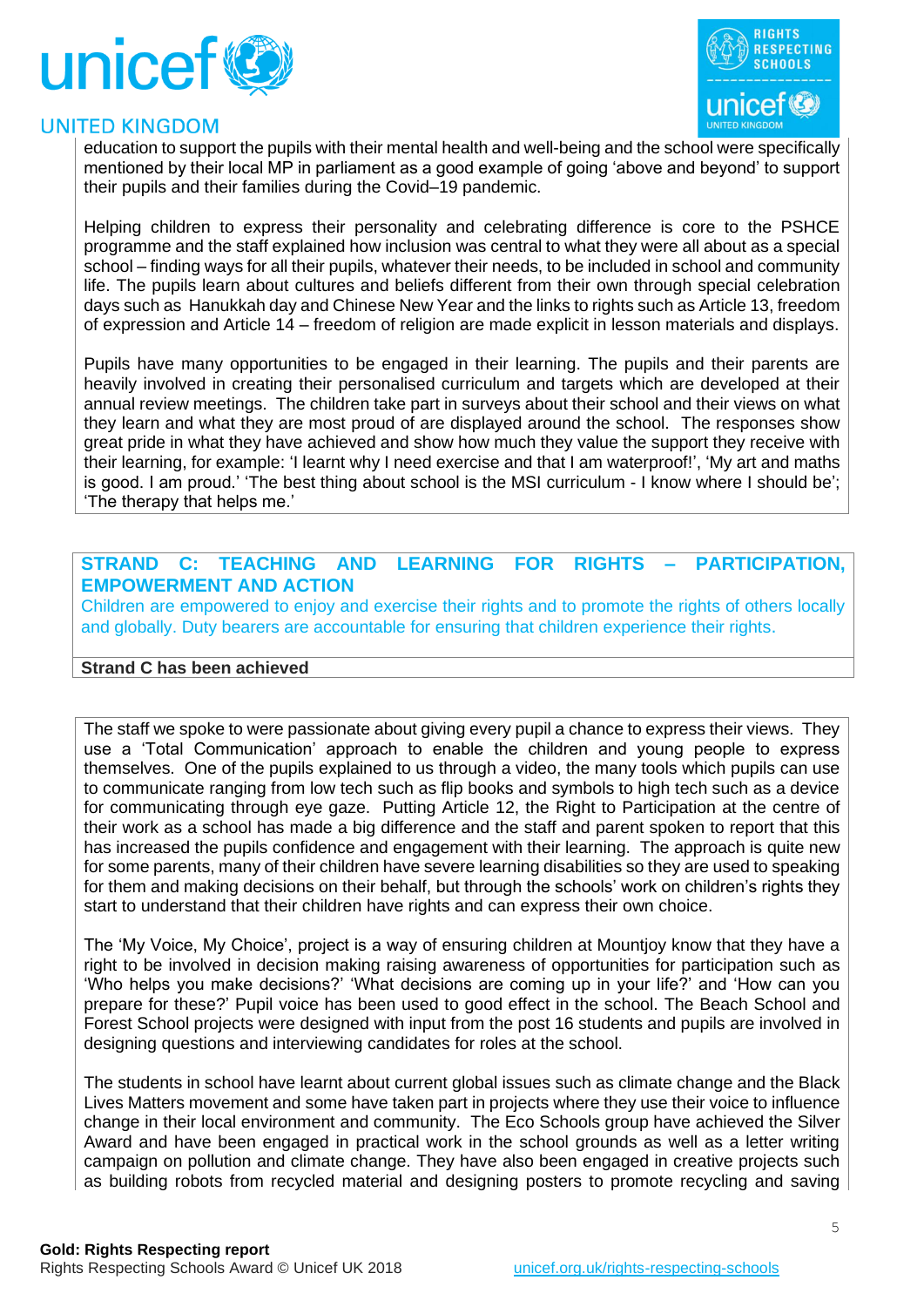education to support the pupils with their mental health and well-being and the school were specifically mentioned by their local MP in parliament as a good example of going 'above and beyond' to support their pupils and their families during the Covid–19 pandemic.

Helping children to express their personality and celebrating difference is core to the PSHCE programme and the staff explained how inclusion was central to what they were all about as a special school – finding ways for all their pupils, whatever their needs, to be included in school and community life. The pupils learn about cultures and beliefs different from their own through special celebration days such as Hanukkah day and Chinese New Year and the links to rights such as Article 13, freedom of expression and Article 14 – freedom of religion are made explicit in lesson materials and displays.

Pupils have many opportunities to be engaged in their learning. The pupils and their parents are heavily involved in creating their personalised curriculum and targets which are developed at their annual review meetings. The children take part in surveys about their school and their views on what they learn and what they are most proud of are displayed around the school. The responses show great pride in what they have achieved and show how much they value the support they receive with their learning, for example: 'I learnt why I need exercise and that I am waterproof!', 'My art and maths is good. I am proud.' 'The best thing about school is the MSI curriculum - I know where I should be'; 'The therapy that helps me.'

## STRAND C: TEACHING AND LEARNING FOR RIGHTS – PARTICIPATION, EMPOWERMENT AND ACTION

Children are empowered to enjoy and exercise their rights and to promote the rights of others locally and globally. Duty bearers are accountable for ensuring that children experience their rights.

**Strand C has been achieved**

The staff we spoke to were passionate about giving every pupil a chance to express their views. They use a 'Total Communication' approach to enable the children and young people to express themselves. One of the pupils explained to us through a video, the many tools which pupils can use to communicate ranging from low tech such as flip books and symbols to high tech such as a device for communicating through eye gaze. Putting Article 12, the Right to Participation at the centre of their work as a school has made a big difference and the staff and parent spoken to report that this has increased the pupils confidence and engagement with their learning. The approach is quite new for some parents, many of their children have severe learning disabilities so they are used to speaking for them and making decisions on their behalf, but through the schools' work on children's rights they start to understand that their children have rights and can express their own choice.

The 'My Voice, My Choice', project is a way of ensuring children at Mountjoy know that they have a right to be involved in decision making raising awareness of opportunities for participation such as 'Who helps you make decisions?' 'What decisions are coming up in your life?' and 'How can you prepare for these?' Pupil voice has been used to good effect in the school. The Beach School and Forest School projects were designed with input from the post 16 students and pupils are involved in designing questions and interviewing candidates for roles at the school.

The students in school have learnt about current global issues such as climate change and the Black Lives Matters movement and some have taken part in projects where they use their voice to influence change in their local environment and community. The Eco Schools group have achieved the Silver Award and have been engaged in practical work in the school grounds as well as a letter writing campaign on pollution and climate change. They have also been engaged in creative projects such as building robots from recycled material and designing posters to promote recycling and saving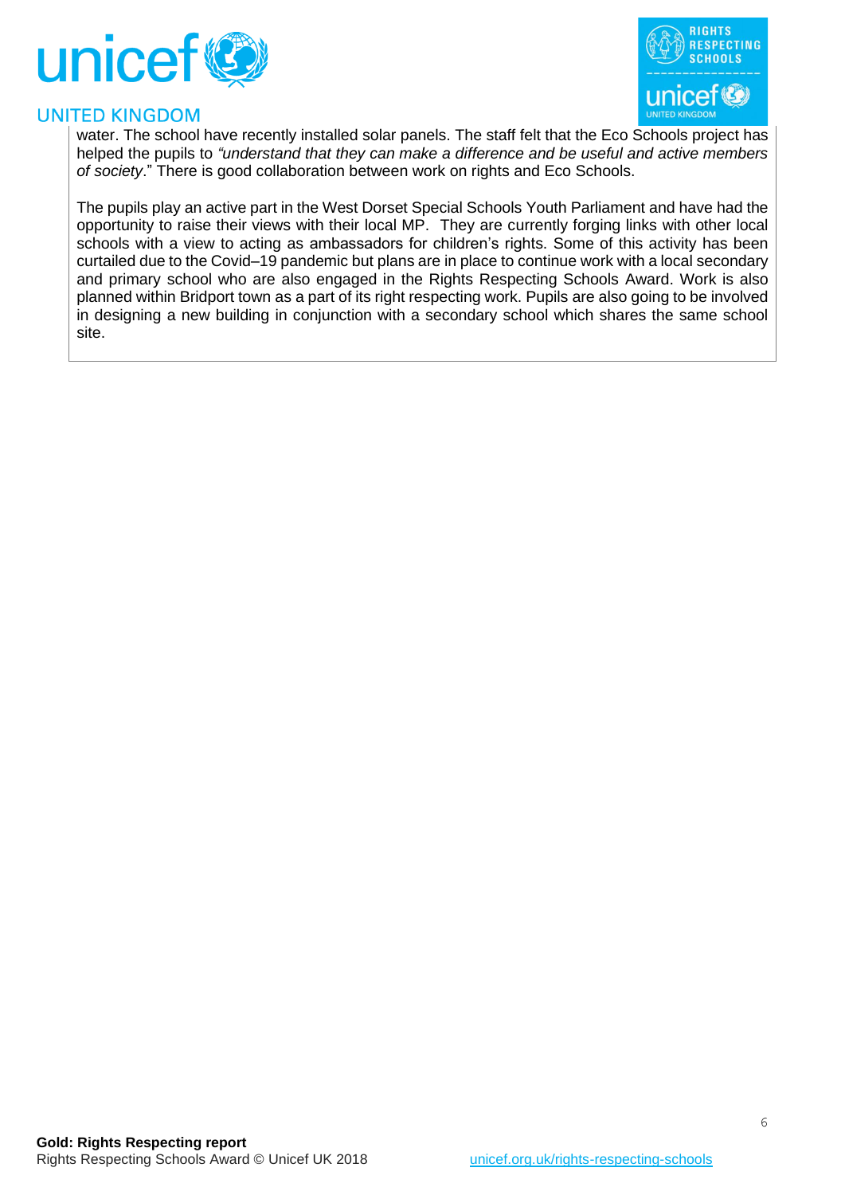water. The school have recently installed solar panels. The staff felt that the Eco Schools project has helped the pupils to *"understand that they can make a difference and be useful and active members of society*." There is good collaboration between work on rights and Eco Schools.

The pupils play an active part in the West Dorset Special Schools Youth Parliament and have had the opportunity to raise their views with their local MP. They are currently forging links with other local schools with a view to acting as ambassadors for children's rights. Some of this activity has been curtailed due to the Covid–19 pandemic but plans are in place to continue work with a local secondary and primary school who are also engaged in the Rights Respecting Schools Award. Work is also planned within Bridport town as a part of its right respecting work. Pupils are also going to be involved in designing a new building in conjunction with a secondary school which shares the same school site.